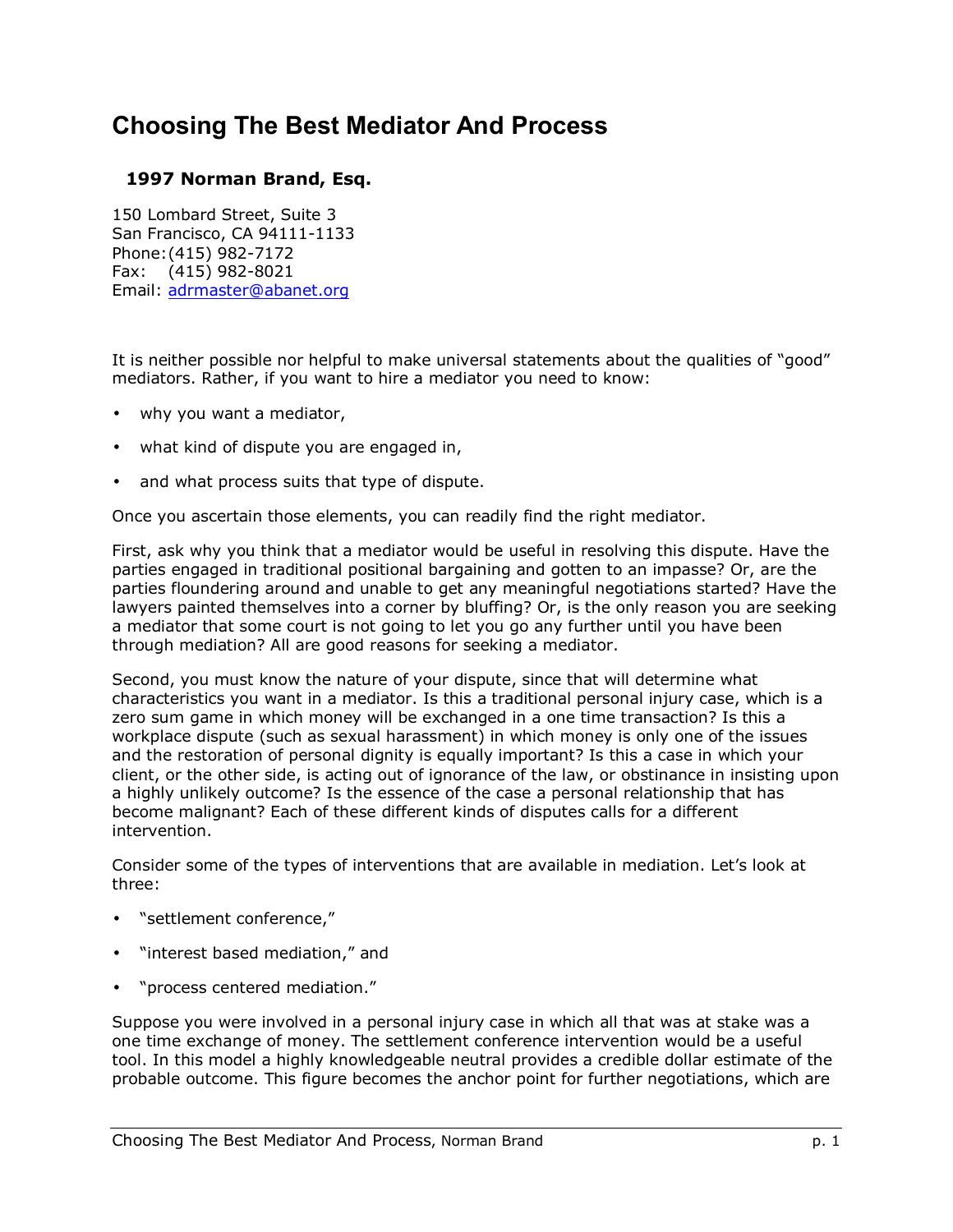# Choosing The Best Mediator And Process

**1997 Norman Brand, Esq.**

150 Lombard Street, Suite 3
San Francisco, CA 94111-1133
Phone: (415) 982-7172
Fax: (415) 982-8021
Email: adrmaster@abanet.org

It is neither possible nor helpful to make universal statements about the qualities of "good" mediators. Rather, if you want to hire a mediator you need to know:

- why you want a mediator,
- what kind of dispute you are engaged in,
- and what process suits that type of dispute.

Once you ascertain those elements, you can readily find the right mediator.

First, ask why you think that a mediator would be useful in resolving this dispute. Have the parties engaged in traditional positional bargaining and gotten to an impasse? Or, are the parties floundering around and unable to get any meaningful negotiations started? Have the lawyers painted themselves into a corner by bluffing? Or, is the only reason you are seeking a mediator that some court is not going to let you go any further until you have been through mediation? All are good reasons for seeking a mediator.

Second, you must know the nature of your dispute, since that will determine what characteristics you want in a mediator. Is this a traditional personal injury case, which is a zero sum game in which money will be exchanged in a one time transaction? Is this a workplace dispute (such as sexual harassment) in which money is only one of the issues and the restoration of personal dignity is equally important? Is this a case in which your client, or the other side, is acting out of ignorance of the law, or obstinance in insisting upon a highly unlikely outcome? Is the essence of the case a personal relationship that has become malignant? Each of these different kinds of disputes calls for a different intervention.

Consider some of the types of interventions that are available in mediation. Let's look at three:

- "settlement conference,"
- "interest based mediation," and
- "process centered mediation."

Suppose you were involved in a personal injury case in which all that was at stake was a one time exchange of money. The settlement conference intervention would be a useful tool. In this model a highly knowledgeable neutral provides a credible dollar estimate of the probable outcome. This figure becomes the anchor point for further negotiations, which are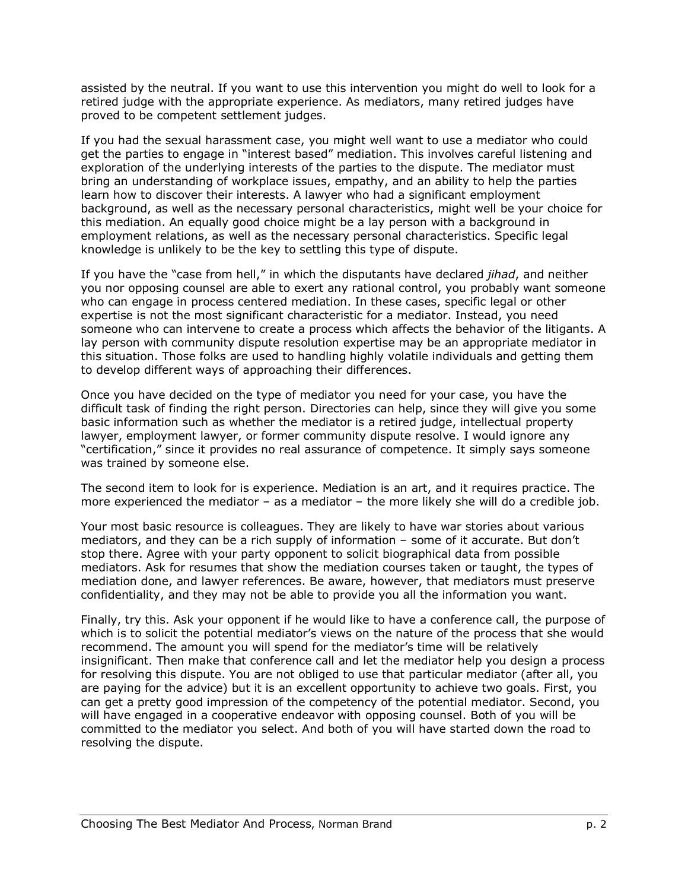assisted by the neutral. If you want to use this intervention you might do well to look for a retired judge with the appropriate experience. As mediators, many retired judges have proved to be competent settlement judges.

If you had the sexual harassment case, you might well want to use a mediator who could get the parties to engage in "interest based" mediation. This involves careful listening and exploration of the underlying interests of the parties to the dispute. The mediator must bring an understanding of workplace issues, empathy, and an ability to help the parties learn how to discover their interests. A lawyer who had a significant employment background, as well as the necessary personal characteristics, might well be your choice for this mediation. An equally good choice might be a lay person with a background in employment relations, as well as the necessary personal characteristics. Specific legal knowledge is unlikely to be the key to settling this type of dispute.

If you have the "case from hell," in which the disputants have declared *jihad*, and neither you nor opposing counsel are able to exert any rational control, you probably want someone who can engage in process centered mediation. In these cases, specific legal or other expertise is not the most significant characteristic for a mediator. Instead, you need someone who can intervene to create a process which affects the behavior of the litigants. A lay person with community dispute resolution expertise may be an appropriate mediator in this situation. Those folks are used to handling highly volatile individuals and getting them to develop different ways of approaching their differences.

Once you have decided on the type of mediator you need for your case, you have the difficult task of finding the right person. Directories can help, since they will give you some basic information such as whether the mediator is a retired judge, intellectual property lawyer, employment lawyer, or former community dispute resolve. I would ignore any "certification," since it provides no real assurance of competence. It simply says someone was trained by someone else.

The second item to look for is experience. Mediation is an art, and it requires practice. The more experienced the mediator – as a mediator – the more likely she will do a credible job.

Your most basic resource is colleagues. They are likely to have war stories about various mediators, and they can be a rich supply of information – some of it accurate. But don't stop there. Agree with your party opponent to solicit biographical data from possible mediators. Ask for resumes that show the mediation courses taken or taught, the types of mediation done, and lawyer references. Be aware, however, that mediators must preserve confidentiality, and they may not be able to provide you all the information you want.

Finally, try this. Ask your opponent if he would like to have a conference call, the purpose of which is to solicit the potential mediator's views on the nature of the process that she would recommend. The amount you will spend for the mediator's time will be relatively insignificant. Then make that conference call and let the mediator help you design a process for resolving this dispute. You are not obliged to use that particular mediator (after all, you are paying for the advice) but it is an excellent opportunity to achieve two goals. First, you can get a pretty good impression of the competency of the potential mediator. Second, you will have engaged in a cooperative endeavor with opposing counsel. Both of you will be committed to the mediator you select. And both of you will have started down the road to resolving the dispute.